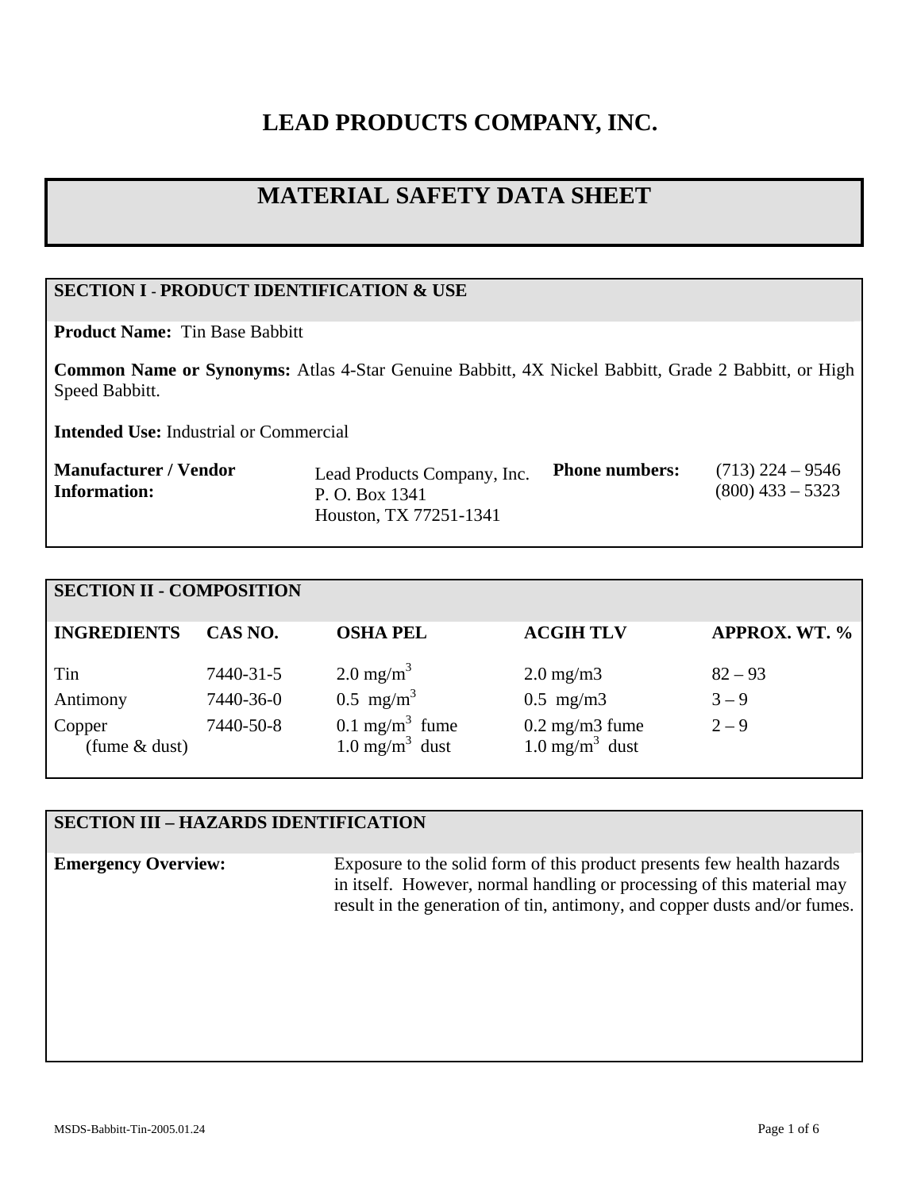# LEAD PRODUCTS COMPANY, INC.

# MATERIAL SAFETY DATA SHEET

## SECTION I - PRODUCT IDENTIFICATION & USE

**Product Name:** Tin Base Babbitt

**Common Name or Synonyms:** Atlas 4-Star Genuine Babbitt, 4X Nickel Babbitt, Grade 2 Babbitt, or High Speed Babbitt.

**Intended Use:** Industrial or Commercial

| **Manufacturer / Vendor Information:** | Lead Products Company, Inc.<br>P. O. Box 1341<br>Houston, TX 77251-1341 | **Phone numbers:** | (713) 224 – 9546<br>(800) 433 – 5323 |
|---|---|---|---|

## SECTION II - COMPOSITION

| INGREDIENTS | CAS NO. | OSHA PEL | ACGIH TLV | APPROX. WT. % |
|---|---|---|---|---|
| Tin | 7440-31-5 | 2.0 mg/$m^3$ | 2.0 mg/m3 | 82 – 93 |
| Antimony | 7440-36-0 | 0.5 mg/$m^3$ | 0.5 mg/m3 | 3 – 9 |
| Copper (fume & dust) | 7440-50-8 | 0.1 mg/$m^3$ fume<br>1.0 mg/$m^3$ dust | 0.2 mg/m3 fume<br>1.0 mg/$m^3$ dust | 2 – 9 |

## SECTION III – HAZARDS IDENTIFICATION

**Emergency Overview:** Exposure to the solid form of this product presents few health hazards in itself. However, normal handling or processing of this material may result in the generation of tin, antimony, and copper dusts and/or fumes.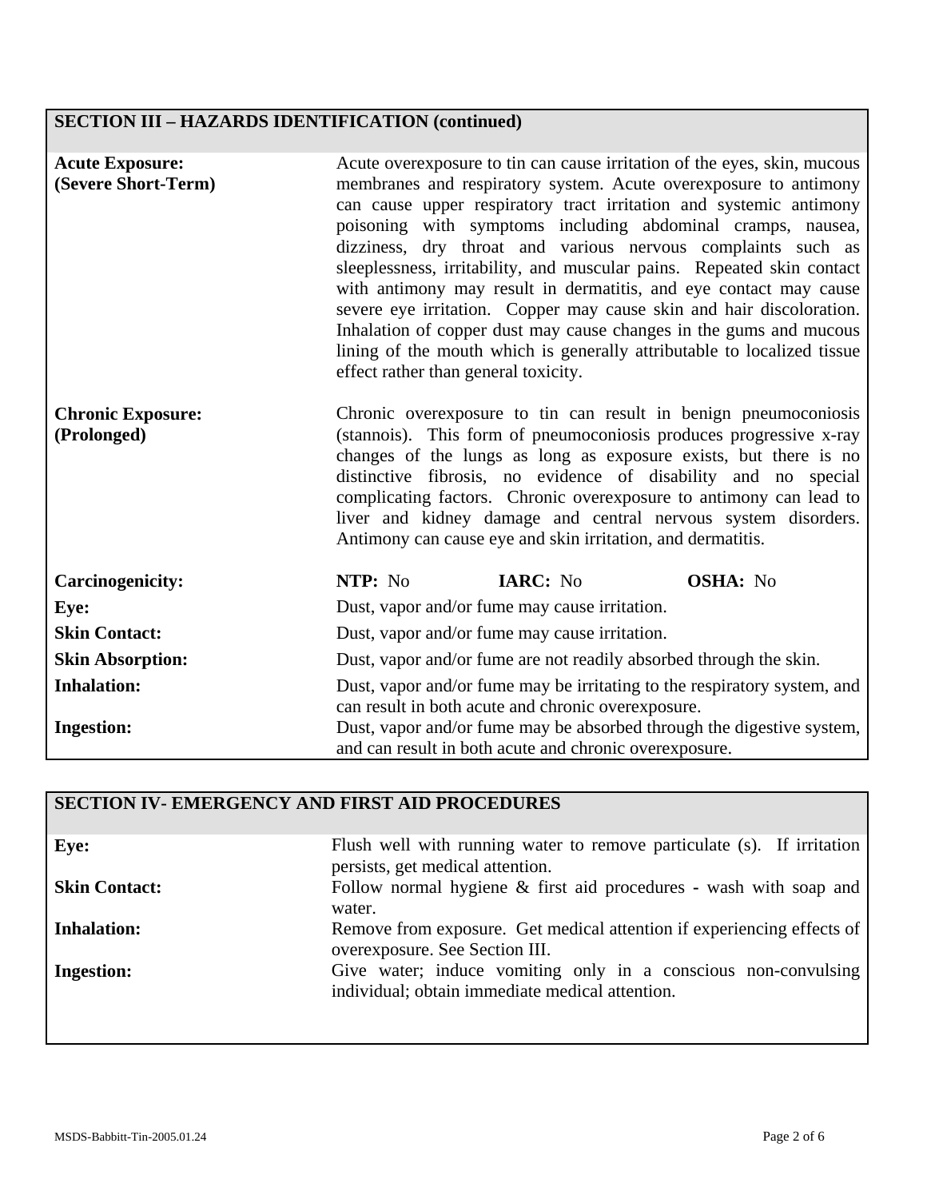## SECTION III – HAZARDS IDENTIFICATION (continued)

**Acute Exposure: (Severe Short-Term)**

Acute overexposure to tin can cause irritation of the eyes, skin, mucous membranes and respiratory system. Acute overexposure to antimony can cause upper respiratory tract irritation and systemic antimony poisoning with symptoms including abdominal cramps, nausea, dizziness, dry throat and various nervous complaints such as sleeplessness, irritability, and muscular pains. Repeated skin contact with antimony may result in dermatitis, and eye contact may cause severe eye irritation. Copper may cause skin and hair discoloration. Inhalation of copper dust may cause changes in the gums and mucous lining of the mouth which is generally attributable to localized tissue effect rather than general toxicity.

**Chronic Exposure: (Prolonged)**

Chronic overexposure to tin can result in benign pneumoconiosis (stannois). This form of pneumoconiosis produces progressive x-ray changes of the lungs as long as exposure exists, but there is no distinctive fibrosis, no evidence of disability and no special complicating factors. Chronic overexposure to antimony can lead to liver and kidney damage and central nervous system disorders. Antimony can cause eye and skin irritation, and dermatitis.

**Carcinogenicity:** **NTP:** No **IARC:** No **OSHA:** No

**Eye:** Dust, vapor and/or fume may cause irritation.

**Skin Contact:** Dust, vapor and/or fume may cause irritation.

**Skin Absorption:** Dust, vapor and/or fume are not readily absorbed through the skin.

**Inhalation:** Dust, vapor and/or fume may be irritating to the respiratory system, and can result in both acute and chronic overexposure.

**Ingestion:** Dust, vapor and/or fume may be absorbed through the digestive system, and can result in both acute and chronic overexposure.

## SECTION IV- EMERGENCY AND FIRST AID PROCEDURES

**Eye:** Flush well with running water to remove particulate (s). If irritation persists, get medical attention.

**Skin Contact:** Follow normal hygiene & first aid procedures - wash with soap and water.

**Inhalation:** Remove from exposure. Get medical attention if experiencing effects of overexposure. See Section III.

**Ingestion:** Give water; induce vomiting only in a conscious non-convulsing individual; obtain immediate medical attention.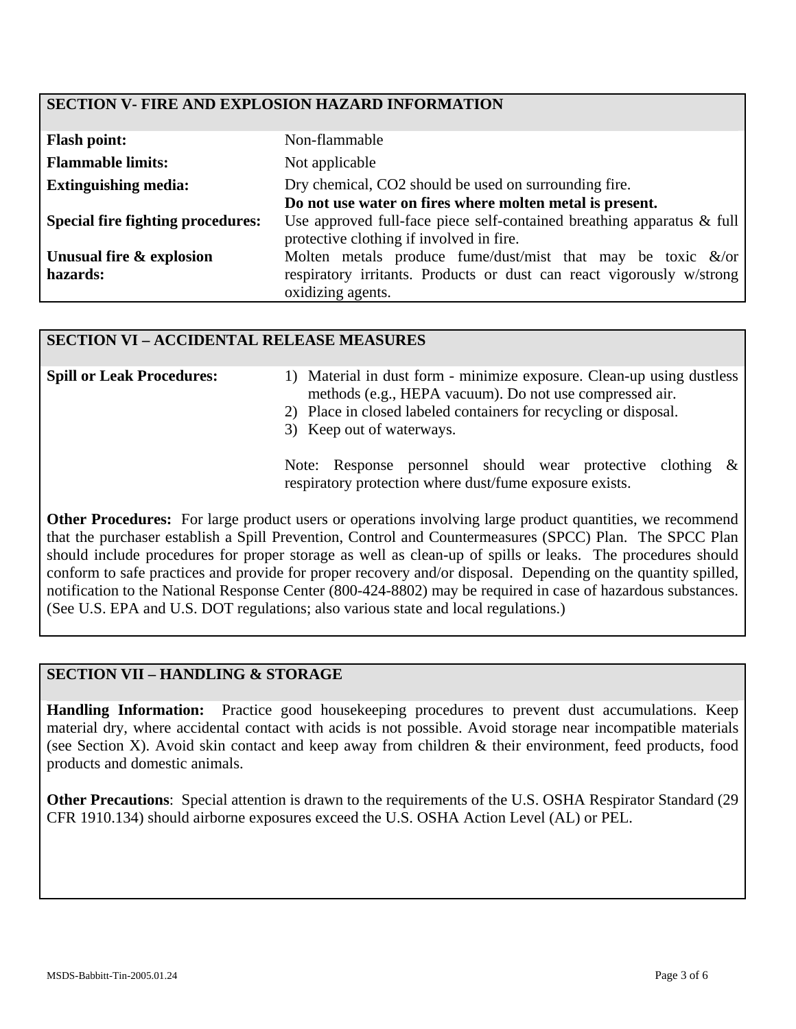## SECTION V- FIRE AND EXPLOSION HAZARD INFORMATION

| | |
|---|---|
| **Flash point:** | Non-flammable |
| **Flammable limits:** | Not applicable |
| **Extinguishing media:** | Dry chemical, $CO_2$ should be used on surrounding fire. **Do not use water on fires where molten metal is present.** |
| **Special fire fighting procedures:** | Use approved full-face piece self-contained breathing apparatus & full protective clothing if involved in fire. |
| **Unusual fire & explosion hazards:** | Molten metals produce fume/dust/mist that may be toxic &/or respiratory irritants. Products or dust can react vigorously w/strong oxidizing agents. |

## SECTION VI – ACCIDENTAL RELEASE MEASURES

**Spill or Leak Procedures:**

1) Material in dust form - minimize exposure. Clean-up using dustless methods (e.g., HEPA vacuum). Do not use compressed air.
2) Place in closed labeled containers for recycling or disposal.
3) Keep out of waterways.

Note: Response personnel should wear protective clothing & respiratory protection where dust/fume exposure exists.

**Other Procedures:** For large product users or operations involving large product quantities, we recommend that the purchaser establish a Spill Prevention, Control and Countermeasures (SPCC) Plan. The SPCC Plan should include procedures for proper storage as well as clean-up of spills or leaks. The procedures should conform to safe practices and provide for proper recovery and/or disposal. Depending on the quantity spilled, notification to the National Response Center (800-424-8802) may be required in case of hazardous substances. (See U.S. EPA and U.S. DOT regulations; also various state and local regulations.)

## SECTION VII – HANDLING & STORAGE

**Handling Information:** Practice good housekeeping procedures to prevent dust accumulations. Keep material dry, where accidental contact with acids is not possible. Avoid storage near incompatible materials (see Section X). Avoid skin contact and keep away from children & their environment, feed products, food products and domestic animals.

**Other Precautions**: Special attention is drawn to the requirements of the U.S. OSHA Respirator Standard (29 CFR 1910.134) should airborne exposures exceed the U.S. OSHA Action Level (AL) or PEL.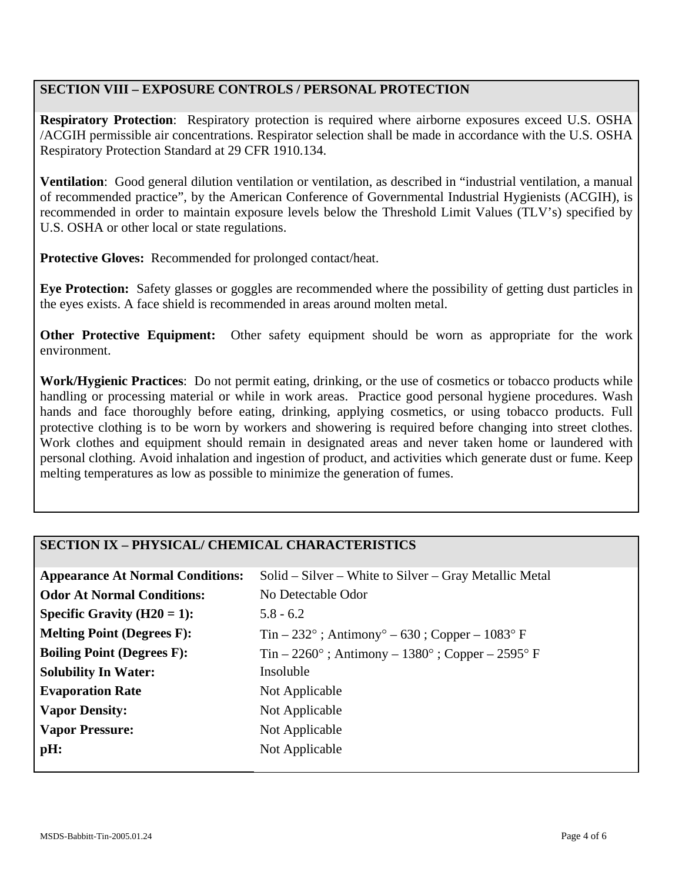## SECTION VIII – EXPOSURE CONTROLS / PERSONAL PROTECTION

**Respiratory Protection**: Respiratory protection is required where airborne exposures exceed U.S. OSHA /ACGIH permissible air concentrations. Respirator selection shall be made in accordance with the U.S. OSHA Respiratory Protection Standard at 29 CFR 1910.134.

**Ventilation**: Good general dilution ventilation or ventilation, as described in "industrial ventilation, a manual of recommended practice", by the American Conference of Governmental Industrial Hygienists (ACGIH), is recommended in order to maintain exposure levels below the Threshold Limit Values (TLV's) specified by U.S. OSHA or other local or state regulations.

**Protective Gloves:** Recommended for prolonged contact/heat.

**Eye Protection:** Safety glasses or goggles are recommended where the possibility of getting dust particles in the eyes exists. A face shield is recommended in areas around molten metal.

**Other Protective Equipment:** Other safety equipment should be worn as appropriate for the work environment.

**Work/Hygienic Practices**: Do not permit eating, drinking, or the use of cosmetics or tobacco products while handling or processing material or while in work areas. Practice good personal hygiene procedures. Wash hands and face thoroughly before eating, drinking, applying cosmetics, or using tobacco products. Full protective clothing is to be worn by workers and showering is required before changing into street clothes. Work clothes and equipment should remain in designated areas and never taken home or laundered with personal clothing. Avoid inhalation and ingestion of product, and activities which generate dust or fume. Keep melting temperatures as low as possible to minimize the generation of fumes.

## SECTION IX – PHYSICAL/ CHEMICAL CHARACTERISTICS

| | |
|---|---|
| **Appearance At Normal Conditions:** | Solid – Silver – White to Silver – Gray Metallic Metal |
| **Odor At Normal Conditions:** | No Detectable Odor |
| **Specific Gravity (H20 = 1):** | 5.8 - 6.2 |
| **Melting Point (Degrees F):** | Tin – 232° ; Antimony° – 630 ; Copper – 1083° F |
| **Boiling Point (Degrees F):** | Tin – 2260° ; Antimony – 1380° ; Copper – 2595° F |
| **Solubility In Water:** | Insoluble |
| **Evaporation Rate** | Not Applicable |
| **Vapor Density:** | Not Applicable |
| **Vapor Pressure:** | Not Applicable |
| **pH:** | Not Applicable |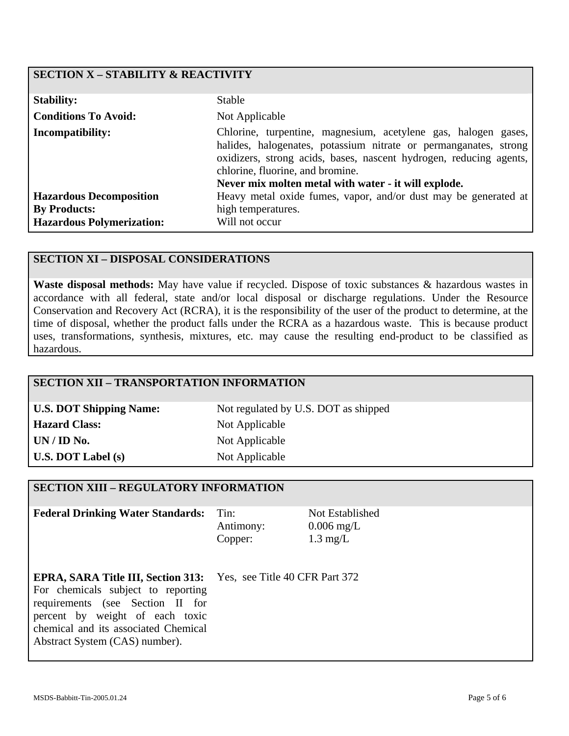## SECTION X – STABILITY & REACTIVITY

| | |
|---|---|
| **Stability:** | Stable |
| **Conditions To Avoid:** | Not Applicable |
| **Incompatibility:** | Chlorine, turpentine, magnesium, acetylene gas, halogen gases, halides, halogenates, potassium nitrate or permanganates, strong oxidizers, strong acids, bases, nascent hydrogen, reducing agents, chlorine, fluorine, and bromine. **Never mix molten metal with water - it will explode.** |
| **Hazardous Decomposition By Products:** | Heavy metal oxide fumes, vapor, and/or dust may be generated at high temperatures. |
| **Hazardous Polymerization:** | Will not occur |

## SECTION XI – DISPOSAL CONSIDERATIONS

**Waste disposal methods:** May have value if recycled. Dispose of toxic substances & hazardous wastes in accordance with all federal, state and/or local disposal or discharge regulations. Under the Resource Conservation and Recovery Act (RCRA), it is the responsibility of the user of the product to determine, at the time of disposal, whether the product falls under the RCRA as a hazardous waste. This is because product uses, transformations, synthesis, mixtures, etc. may cause the resulting end-product to be classified as hazardous.

## SECTION XII – TRANSPORTATION INFORMATION

| | |
|---|---|
| **U.S. DOT Shipping Name:** | Not regulated by U.S. DOT as shipped |
| **Hazard Class:** | Not Applicable |
| **UN / ID No.** | Not Applicable |
| **U.S. DOT Label (s)** | Not Applicable |

## SECTION XIII – REGULATORY INFORMATION

| | | |
|---|---|---|
| **Federal Drinking Water Standards:** | Tin: | Not Established |
| | Antimony: | 0.006 mg/L |
| | Copper: | 1.3 mg/L |

**EPRA, SARA Title III, Section 313:** For chemicals subject to reporting requirements (see Section II for percent by weight of each toxic chemical and its associated Chemical Abstract System (CAS) number). Yes, see Title 40 CFR Part 372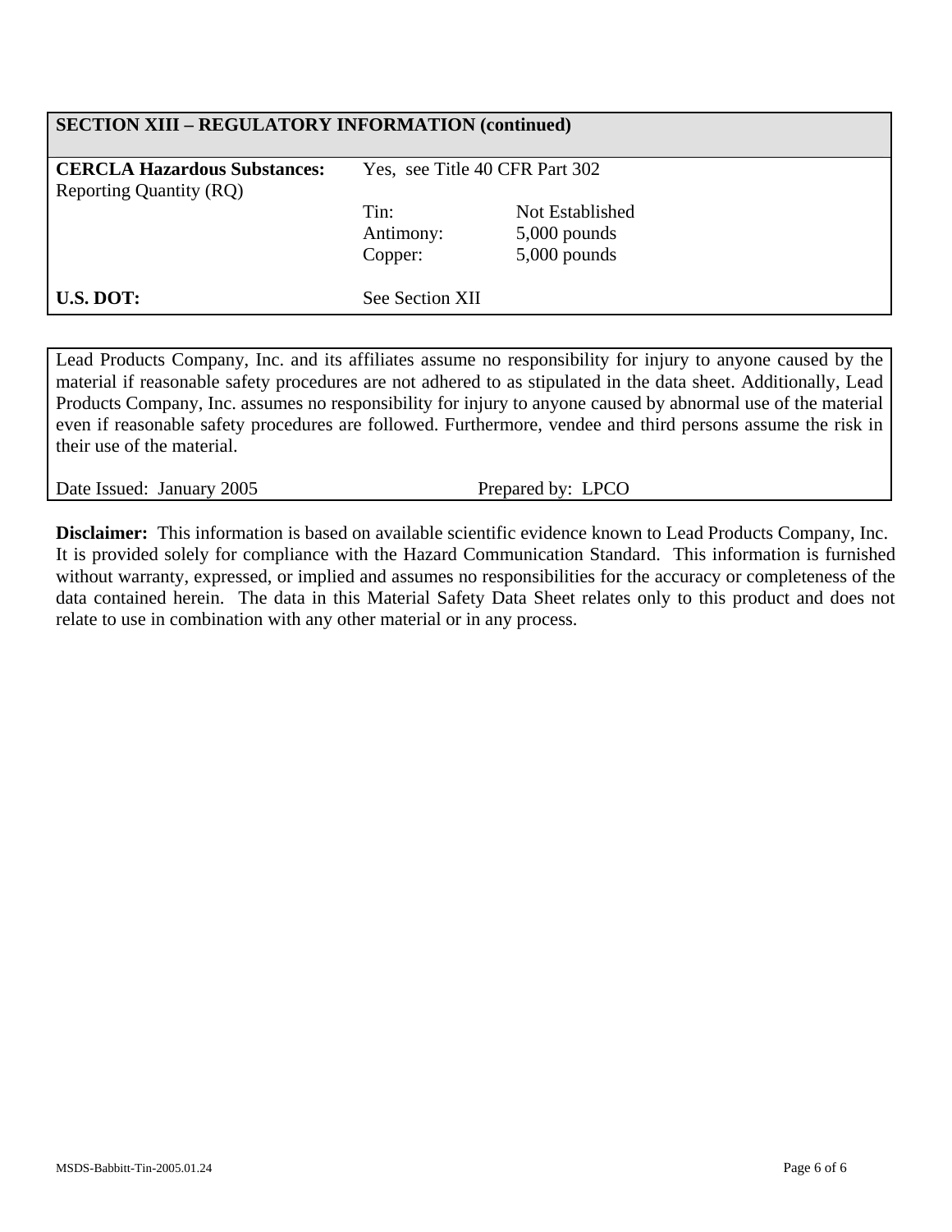## SECTION XIII – REGULATORY INFORMATION (continued)

| | | |
|---|---|---|
| **CERCLA Hazardous Substances:** Reporting Quantity (RQ) | Yes, see Title 40 CFR Part 302 | |
| | Tin: | Not Established |
| | Antimony: | 5,000 pounds |
| | Copper: | 5,000 pounds |
| **U.S. DOT:** | See Section XII | |

Lead Products Company, Inc. and its affiliates assume no responsibility for injury to anyone caused by the material if reasonable safety procedures are not adhered to as stipulated in the data sheet. Additionally, Lead Products Company, Inc. assumes no responsibility for injury to anyone caused by abnormal use of the material even if reasonable safety procedures are followed. Furthermore, vendee and third persons assume the risk in their use of the material.

Date Issued: January 2005 Prepared by: LPCO

**Disclaimer:** This information is based on available scientific evidence known to Lead Products Company, Inc. It is provided solely for compliance with the Hazard Communication Standard. This information is furnished without warranty, expressed, or implied and assumes no responsibilities for the accuracy or completeness of the data contained herein. The data in this Material Safety Data Sheet relates only to this product and does not relate to use in combination with any other material or in any process.